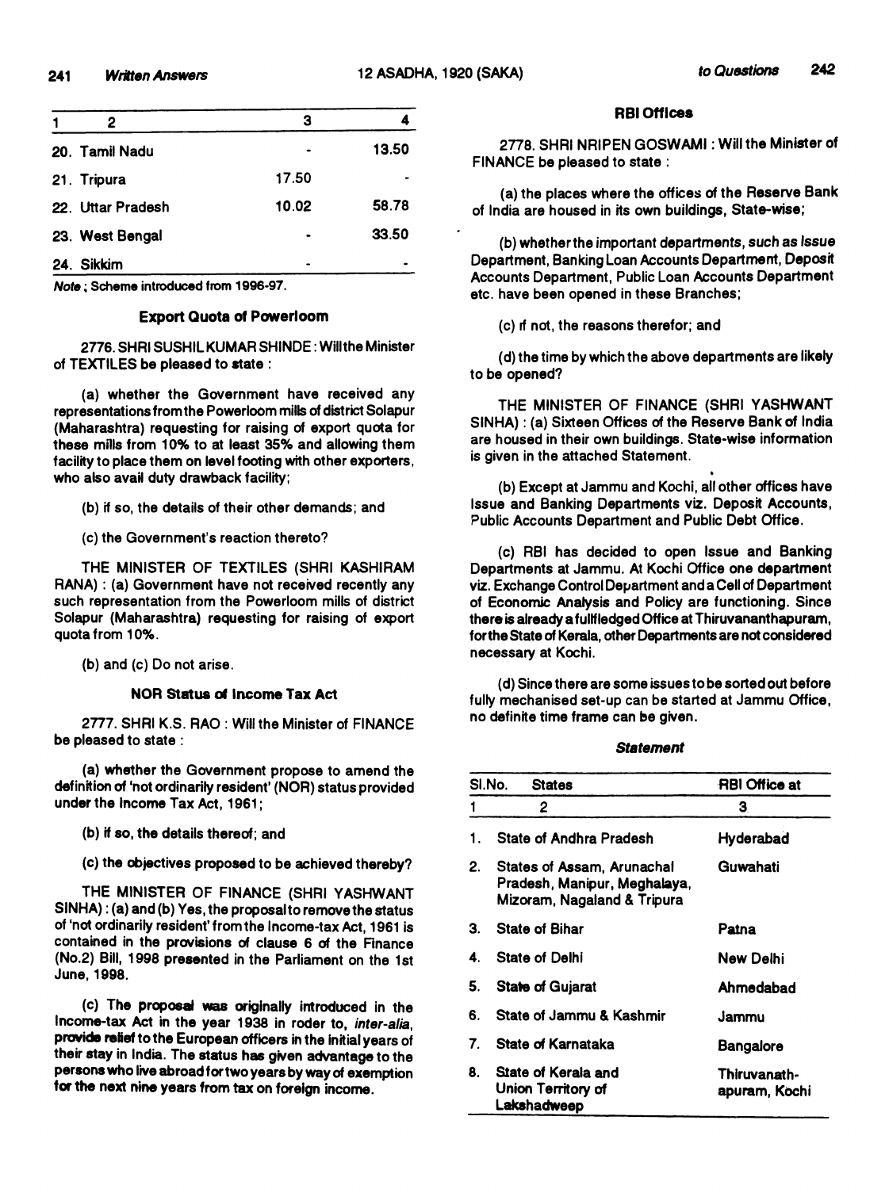| 1 | 2 | 3 | 4 |
|---|---|---|---|
| 20. | Tamil Nadu | - | 13.50 |
| 21. | Tripura | 17.50 | - |
| 22. | Uttar Pradesh | 10.02 | 58.78 |
| 23. | West Bengal | - | 33.50 |
| 24. | Sikkim | - | - |

*Note* ; Scheme introduced from 1996-97.

### Export Quota of Powerloom

2776. SHRI SUSHIL KUMAR SHINDE : Will the Minister of TEXTILES be pleased to state :

(a) whether the Government have received any representations from the Powerloom mills of district Solapur (Maharashtra) requesting for raising of export quota for these mills from 10% to at least 35% and allowing them facility to place them on level footing with other exporters, who also avail duty drawback facility;

(b) if so, the details of their other demands; and

(c) the Government's reaction thereto?

THE MINISTER OF TEXTILES (SHRI KASHIRAM RANA) : (a) Government have not received recently any such representation from the Powerloom mills of district Solapur (Maharashtra) requesting for raising of export quota from 10%.

(b) and (c) Do not arise.

### NOR Status of Income Tax Act

2777. SHRI K.S. RAO : Will the Minister of FINANCE be pleased to state :

(a) whether the Government propose to amend the definition of 'not ordinarily resident' (NOR) status provided under the Income Tax Act, 1961;

(b) if so, the details thereof; and

(c) the objectives proposed to be achieved thereby?

THE MINISTER OF FINANCE (SHRI YASHWANT SINHA) : (a) and (b) Yes, the proposal to remove the status of 'not ordinarily resident' from the Income-tax Act, 1961 is contained in the provisions of clause 6 of the Finance (No.2) Bill, 1998 presented in the Parliament on the 1st June, 1998.

(c) The proposal was originally introduced in the Income-tax Act in the year 1938 in roder to, *inter-alia*, provide relief to the European officers in the initial years of their stay in India. The status has given advantage to the persons who live abroad for two years by way of exemption for the next nine years from tax on foreign income.

### RBI Offices

2778. SHRI NRIPEN GOSWAMI : Will the Minister of FINANCE be pleased to state :

(a) the places where the offices of the Reserve Bank of India are housed in its own buildings, State-wise;

(b) whether the important departments, such as Issue Department, Banking Loan Accounts Department, Deposit Accounts Department, Public Loan Accounts Department etc. have been opened in these Branches;

(c) if not, the reasons therefor; and

(d) the time by which the above departments are likely to be opened?

THE MINISTER OF FINANCE (SHRI YASHWANT SINHA) : (a) Sixteen Offices of the Reserve Bank of India are housed in their own buildings. State-wise information is given in the attached Statement.

(b) Except at Jammu and Kochi, all other offices have Issue and Banking Departments viz. Deposit Accounts, Public Accounts Department and Public Debt Office.

(c) RBI has decided to open Issue and Banking Departments at Jammu. At Kochi Office one department viz. Exchange Control Department and a Cell of Department of Economic Analysis and Policy are functioning. Since there is already a fullfledged Office at Thiruvananthapuram, for the State of Kerala, other Departments are not considered necessary at Kochi.

(d) Since there are some issues to be sorted out before fully mechanised set-up can be started at Jammu Office, no definite time frame can be given.

***Statement***

| Sl.No. | States | RBI Office at |
|---|---|---|
| 1 | 2 | 3 |
| 1. | State of Andhra Pradesh | Hyderabad |
| 2. | States of Assam, Arunachal Pradesh, Manipur, Meghalaya, Mizoram, Nagaland & Tripura | Guwahati |
| 3. | State of Bihar | Patna |
| 4. | State of Delhi | New Delhi |
| 5. | State of Gujarat | Ahmedabad |
| 6. | State of Jammu & Kashmir | Jammu |
| 7. | State of Karnataka | Bangalore |
| 8. | State of Kerala and Union Territory of Lakshadweep | Thiruvanath-apuram, Kochi |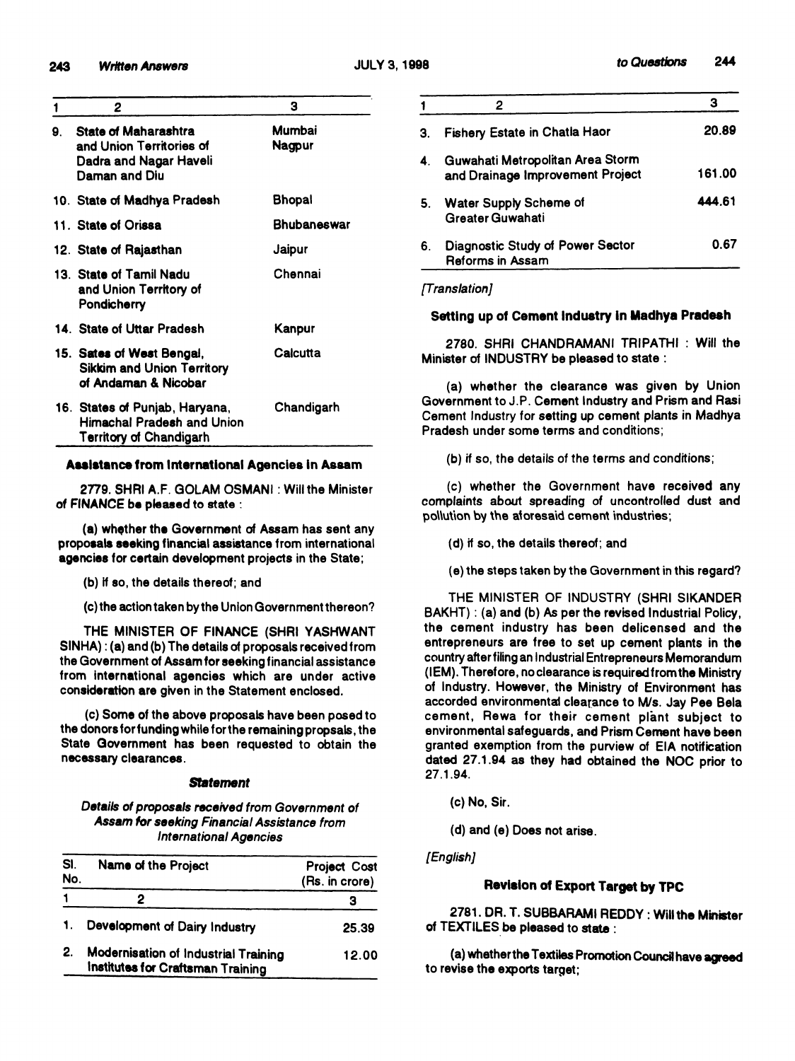| 1 | 2 | 3 |
|---|---|---|
| 9. | State of Maharashtra and Union Territories of Dadra and Nagar Haveli Daman and Diu | Mumbai Nagpur |
| 10. | State of Madhya Pradesh | Bhopal |
| 11. | State of Orissa | Bhubaneswar |
| 12. | State of Rajasthan | Jaipur |
| 13. | State of Tamil Nadu and Union Territory of Pondicherry | Chennai |
| 14. | State of Uttar Pradesh | Kanpur |
| 15. | Sates of West Bengal, Sikkim and Union Territory of Andaman & Nicobar | Calcutta |
| 16. | States of Punjab, Haryana, Himachal Pradesh and Union Territory of Chandigarh | Chandigarh |

### Assistance from International Agencies in Assam

2779. SHRI A.F. GOLAM OSMANI : Will the Minister of FINANCE be pleased to state :

(a) whether the Government of Assam has sent any proposals seeking financial assistance from international agencies for certain development projects in the State;

(b) if so, the details thereof; and

(c) the action taken by the Union Government thereon?

THE MINISTER OF FINANCE (SHRI YASHWANT SINHA) : (a) and (b) The details of proposals received from the Government of Assam for seeking financial assistance from international agencies which are under active consideration are given in the Statement enclosed.

(c) Some of the above proposals have been posed to the donors for funding while for the remaining propsals, the State Government has been requested to obtain the necessary clearances.

#### *Statement*

*Details of proposals received from Government of Assam for seeking Financial Assistance from International Agencies*

| Sl. No. | Name of the Project | Project Cost (Rs. in crore) |
|---|---|---|
| 1 | 2 | 3 |
| 1. | Development of Dairy Industry | 25.39 |
| 2. | Modernisation of Industrial Training Institutes for Craftsman Training | 12.00 |
| 3. | Fishery Estate in Chatla Haor | 20.89 |
| 4. | Guwahati Metropolitan Area Storm and Drainage Improvement Project | 161.00 |
| 5. | Water Supply Scheme of Greater Guwahati | 444.61 |
| 6. | Diagnostic Study of Power Sector Reforms in Assam | 0.67 |

*[Translation]*

### Setting up of Cement Industry in Madhya Pradesh

2780. SHRI CHANDRAMANI TRIPATHI : Will the Minister of INDUSTRY be pleased to state :

(a) whether the clearance was given by Union Government to J.P. Cement Industry and Prism and Rasi Cement Industry for setting up cement plants in Madhya Pradesh under some terms and conditions;

(b) if so, the details of the terms and conditions;

(c) whether the Government have received any complaints about spreading of uncontrolled dust and pollution by the aforesaid cement industries;

(d) if so, the details thereof; and

(e) the steps taken by the Government in this regard?

THE MINISTER OF INDUSTRY (SHRI SIKANDER BAKHT) : (a) and (b) As per the revised Industrial Policy, the cement industry has been delicensed and the entrepreneurs are free to set up cement plants in the country after filing an Industrial Entrepreneurs Memorandum (IEM). Therefore, no clearance is required from the Ministry of Industry. However, the Ministry of Environment has accorded environmental clearance to M/s. Jay Pee Bela cement, Rewa for their cement plant subject to environmental safeguards, and Prism Cement have been granted exemption from the purview of EIA notification dated 27.1.94 as they had obtained the NOC prior to 27.1.94.

(c) No, Sir.

(d) and (e) Does not arise.

*[English]*

### Revision of Export Target by TPC

2781. DR. T. SUBBARAMI REDDY : Will the Minister of TEXTILES be pleased to state :

(a) whether the Textiles Promotion Council have agreed to revise the exports target;